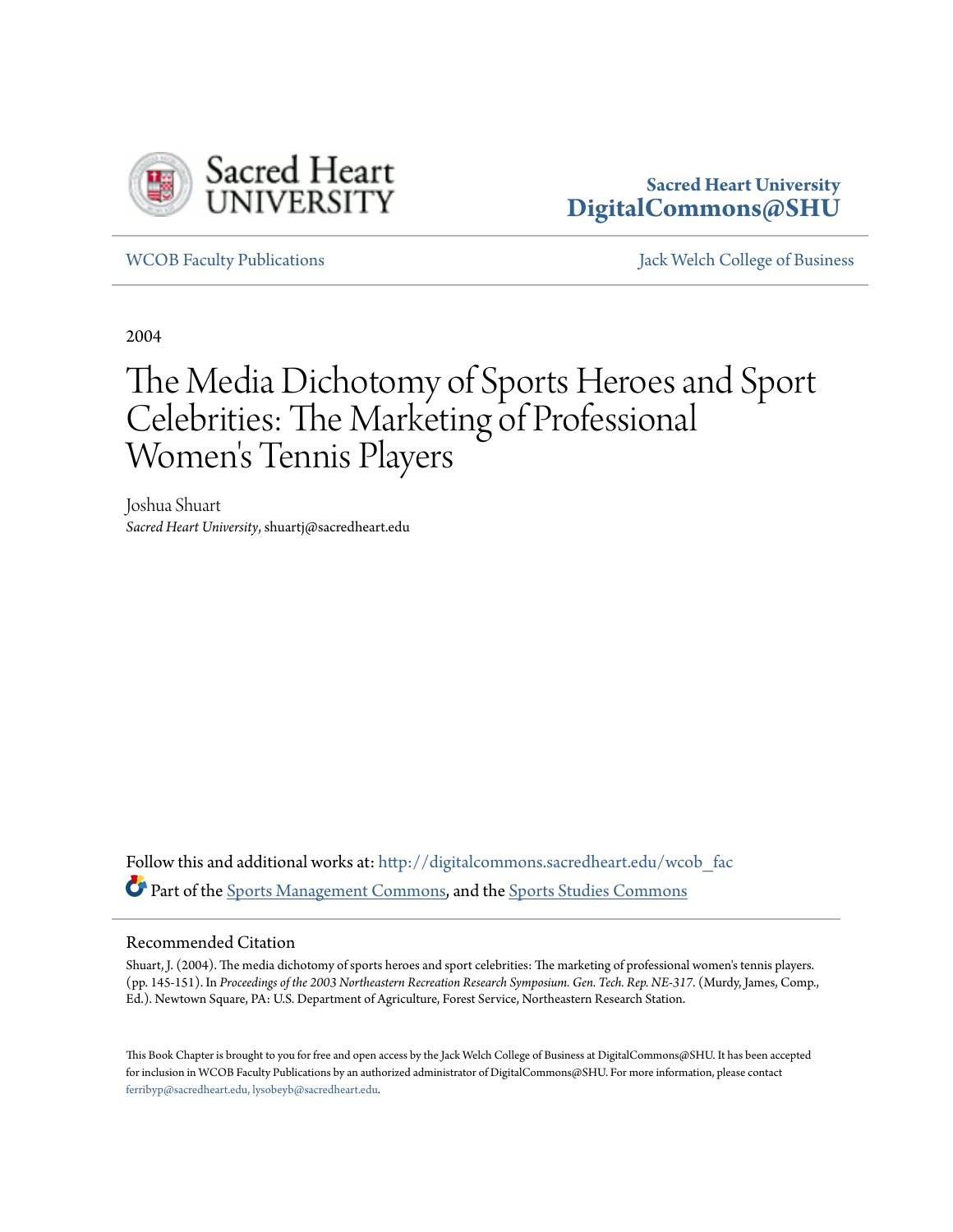Sacred Heart University
DigitalCommons@SHU

WCOB Faculty Publications | Jack Welch College of Business

2004

# The Media Dichotomy of Sports Heroes and Sport Celebrities: The Marketing of Professional Women's Tennis Players

Joshua Shuart
*Sacred Heart University*, shuartj@sacredheart.edu

Follow this and additional works at: http://digitalcommons.sacredheart.edu/wcob_fac

Part of the Sports Management Commons, and the Sports Studies Commons

## Recommended Citation

Shuart, J. (2004). The media dichotomy of sports heroes and sport celebrities: The marketing of professional women's tennis players. (pp. 145-151). In *Proceedings of the 2003 Northeastern Recreation Research Symposium. Gen. Tech. Rep. NE-317*. (Murdy, James, Comp., Ed.). Newtown Square, PA: U.S. Department of Agriculture, Forest Service, Northeastern Research Station.

This Book Chapter is brought to you for free and open access by the Jack Welch College of Business at DigitalCommons@SHU. It has been accepted for inclusion in WCOB Faculty Publications by an authorized administrator of DigitalCommons@SHU. For more information, please contact ferribyp@sacredheart.edu, lysobeyb@sacredheart.edu.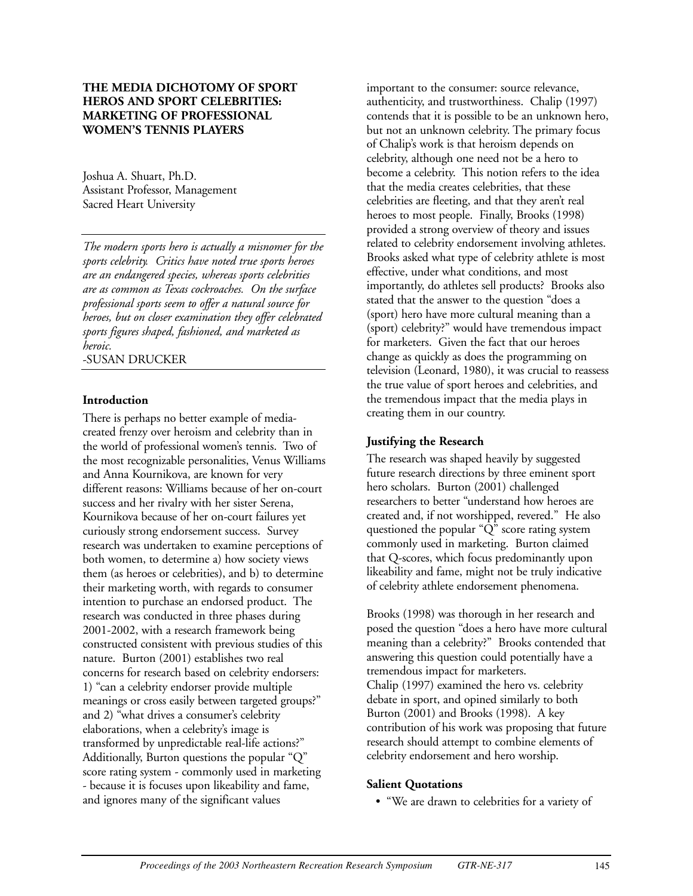**THE MEDIA DICHOTOMY OF SPORT HEROS AND SPORT CELEBRITIES: MARKETING OF PROFESSIONAL WOMEN'S TENNIS PLAYERS**

Joshua A. Shuart, Ph.D.
Assistant Professor, Management
Sacred Heart University

---

*The modern sports hero is actually a misnomer for the sports celebrity. Critics have noted true sports heroes are an endangered species, whereas sports celebrities are as common as Texas cockroaches. On the surface professional sports seem to offer a natural source for heroes, but on closer examination they offer celebrated sports figures shaped, fashioned, and marketed as heroic.*
-SUSAN DRUCKER

---

### Introduction

There is perhaps no better example of media-created frenzy over heroism and celebrity than in the world of professional women's tennis. Two of the most recognizable personalities, Venus Williams and Anna Kournikova, are known for very different reasons: Williams because of her on-court success and her rivalry with her sister Serena, Kournikova because of her on-court failures yet curiously strong endorsement success. Survey research was undertaken to examine perceptions of both women, to determine a) how society views them (as heroes or celebrities), and b) to determine their marketing worth, with regards to consumer intention to purchase an endorsed product. The research was conducted in three phases during 2001-2002, with a research framework being constructed consistent with previous studies of this nature. Burton (2001) establishes two real concerns for research based on celebrity endorsers: 1) "can a celebrity endorser provide multiple meanings or cross easily between targeted groups?" and 2) "what drives a consumer's celebrity elaborations, when a celebrity's image is transformed by unpredictable real-life actions?" Additionally, Burton questions the popular "Q" score rating system - commonly used in marketing - because it is focuses upon likeability and fame, and ignores many of the significant values important to the consumer: source relevance, authenticity, and trustworthiness. Chalip (1997) contends that it is possible to be an unknown hero, but not an unknown celebrity. The primary focus of Chalip's work is that heroism depends on celebrity, although one need not be a hero to become a celebrity. This notion refers to the idea that the media creates celebrities, that these celebrities are fleeting, and that they aren't real heroes to most people. Finally, Brooks (1998) provided a strong overview of theory and issues related to celebrity endorsement involving athletes. Brooks asked what type of celebrity athlete is most effective, under what conditions, and most importantly, do athletes sell products? Brooks also stated that the answer to the question "does a (sport) hero have more cultural meaning than a (sport) celebrity?" would have tremendous impact for marketers. Given the fact that our heroes change as quickly as does the programming on television (Leonard, 1980), it was crucial to reassess the true value of sport heroes and celebrities, and the tremendous impact that the media plays in creating them in our country.

### Justifying the Research

The research was shaped heavily by suggested future research directions by three eminent sport hero scholars. Burton (2001) challenged researchers to better "understand how heroes are created and, if not worshipped, revered." He also questioned the popular "Q" score rating system commonly used in marketing. Burton claimed that Q-scores, which focus predominantly upon likeability and fame, might not be truly indicative of celebrity athlete endorsement phenomena.

Brooks (1998) was thorough in her research and posed the question "does a hero have more cultural meaning than a celebrity?" Brooks contended that answering this question could potentially have a tremendous impact for marketers.
Chalip (1997) examined the hero vs. celebrity debate in sport, and opined similarly to both Burton (2001) and Brooks (1998). A key contribution of his work was proposing that future research should attempt to combine elements of celebrity endorsement and hero worship.

### Salient Quotations

- "We are drawn to celebrities for a variety of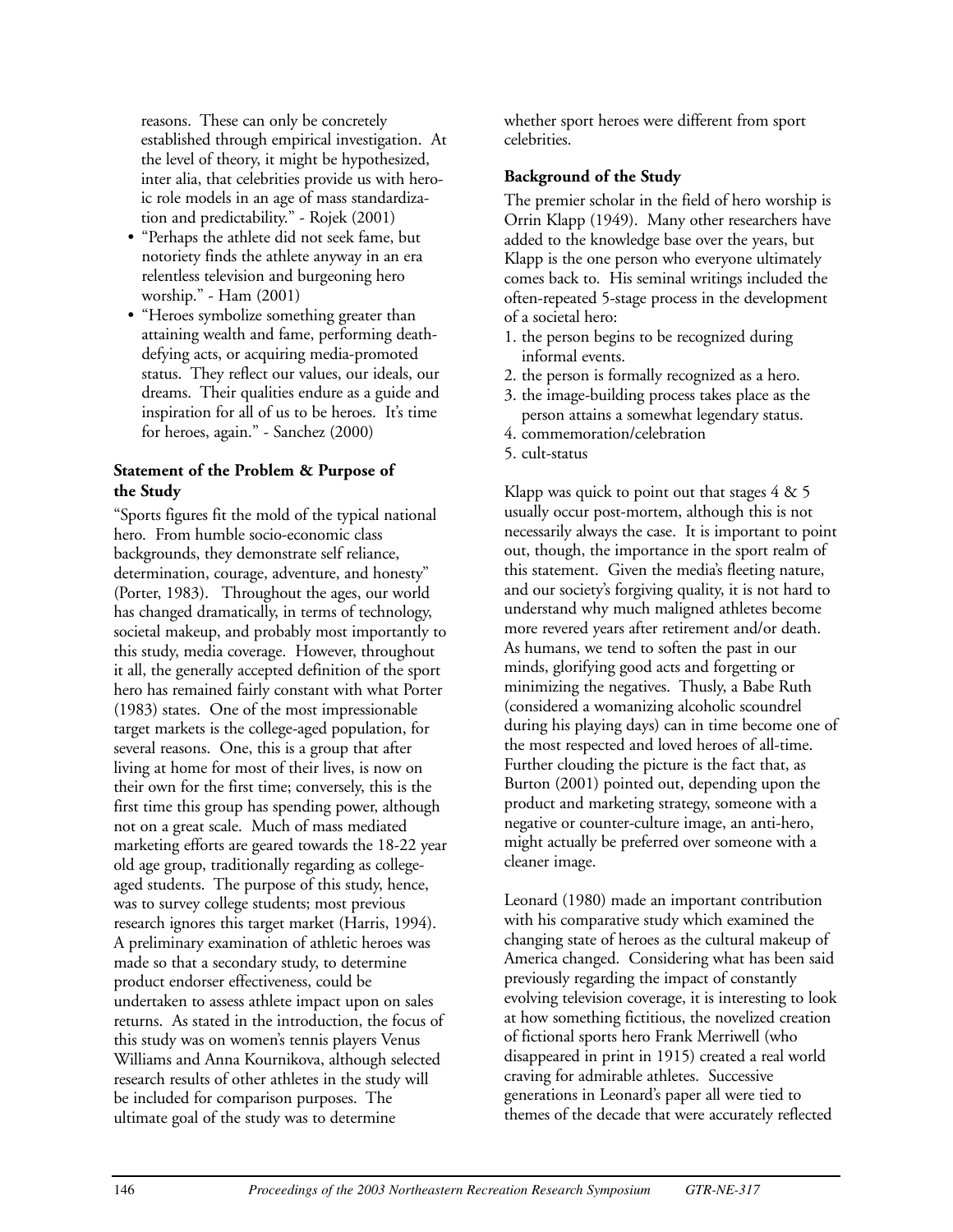reasons. These can only be concretely established through empirical investigation. At the level of theory, it might be hypothesized, inter alia, that celebrities provide us with heroic role models in an age of mass standardization and predictability." - Rojek (2001)

- "Perhaps the athlete did not seek fame, but notoriety finds the athlete anyway in an era relentless television and burgeoning hero worship." - Ham (2001)
- "Heroes symbolize something greater than attaining wealth and fame, performing death-defying acts, or acquiring media-promoted status. They reflect our values, our ideals, our dreams. Their qualities endure as a guide and inspiration for all of us to be heroes. It's time for heroes, again." - Sanchez (2000)

**Statement of the Problem & Purpose of the Study**

"Sports figures fit the mold of the typical national hero. From humble socio-economic class backgrounds, they demonstrate self reliance, determination, courage, adventure, and honesty" (Porter, 1983). Throughout the ages, our world has changed dramatically, in terms of technology, societal makeup, and probably most importantly to this study, media coverage. However, throughout it all, the generally accepted definition of the sport hero has remained fairly constant with what Porter (1983) states. One of the most impressionable target markets is the college-aged population, for several reasons. One, this is a group that after living at home for most of their lives, is now on their own for the first time; conversely, this is the first time this group has spending power, although not on a great scale. Much of mass mediated marketing efforts are geared towards the 18-22 year old age group, traditionally regarding as college-aged students. The purpose of this study, hence, was to survey college students; most previous research ignores this target market (Harris, 1994). A preliminary examination of athletic heroes was made so that a secondary study, to determine product endorser effectiveness, could be undertaken to assess athlete impact upon on sales returns. As stated in the introduction, the focus of this study was on women's tennis players Venus Williams and Anna Kournikova, although selected research results of other athletes in the study will be included for comparison purposes. The ultimate goal of the study was to determine whether sport heroes were different from sport celebrities.

**Background of the Study**

The premier scholar in the field of hero worship is Orrin Klapp (1949). Many other researchers have added to the knowledge base over the years, but Klapp is the one person who everyone ultimately comes back to. His seminal writings included the often-repeated 5-stage process in the development of a societal hero:

1. the person begins to be recognized during informal events.
2. the person is formally recognized as a hero.
3. the image-building process takes place as the person attains a somewhat legendary status.
4. commemoration/celebration
5. cult-status

Klapp was quick to point out that stages 4 & 5 usually occur post-mortem, although this is not necessarily always the case. It is important to point out, though, the importance in the sport realm of this statement. Given the media's fleeting nature, and our society's forgiving quality, it is not hard to understand why much maligned athletes become more revered years after retirement and/or death. As humans, we tend to soften the past in our minds, glorifying good acts and forgetting or minimizing the negatives. Thusly, a Babe Ruth (considered a womanizing alcoholic scoundrel during his playing days) can in time become one of the most respected and loved heroes of all-time. Further clouding the picture is the fact that, as Burton (2001) pointed out, depending upon the product and marketing strategy, someone with a negative or counter-culture image, an anti-hero, might actually be preferred over someone with a cleaner image.

Leonard (1980) made an important contribution with his comparative study which examined the changing state of heroes as the cultural makeup of America changed. Considering what has been said previously regarding the impact of constantly evolving television coverage, it is interesting to look at how something fictitious, the novelized creation of fictional sports hero Frank Merriwell (who disappeared in print in 1915) created a real world craving for admirable athletes. Successive generations in Leonard's paper all were tied to themes of the decade that were accurately reflected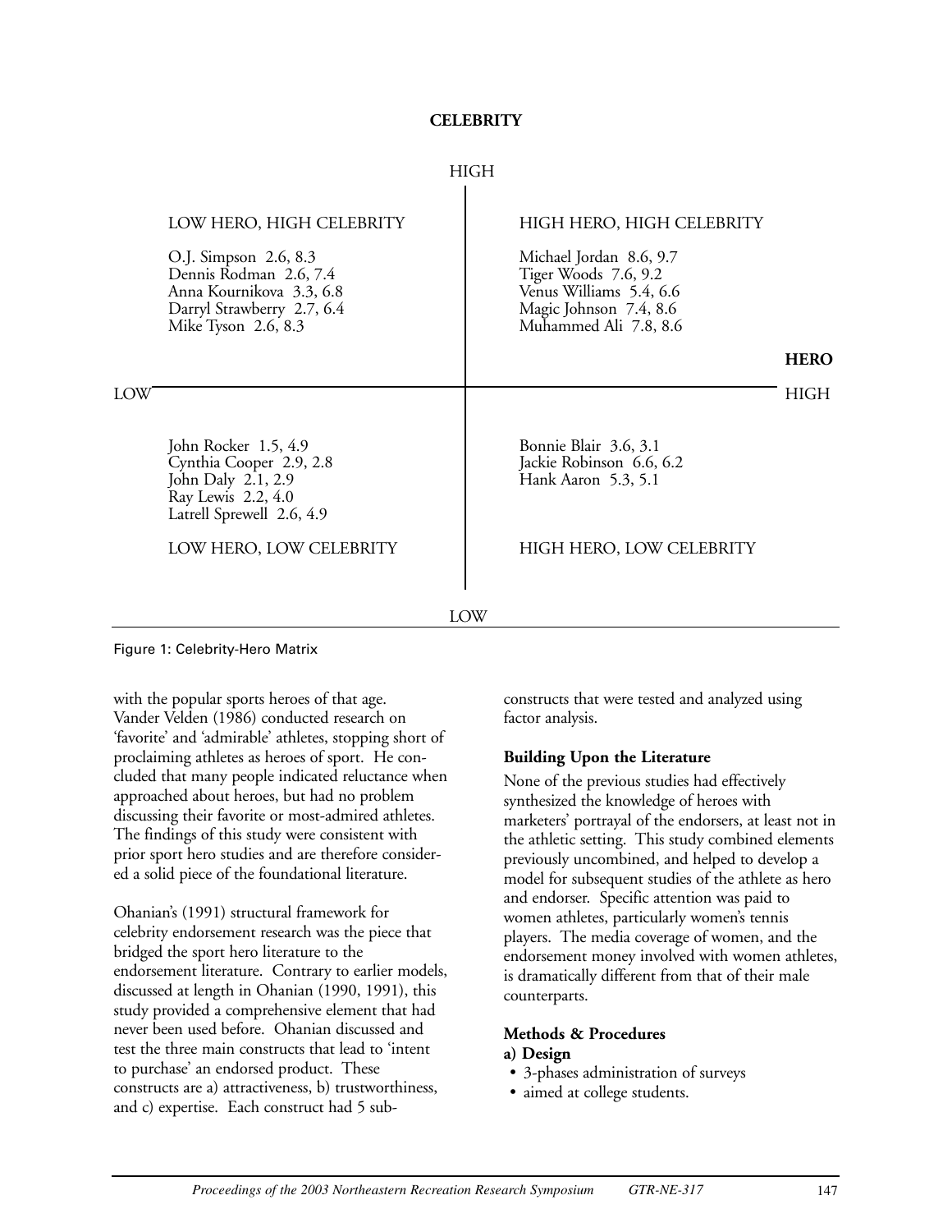**CELEBRITY**

| LOW HERO, HIGH CELEBRITY | HIGH HERO, HIGH CELEBRITY |
| --- | --- |
| O.J. Simpson 2.6, 8.3 | Michael Jordan 8.6, 9.7 |
| Dennis Rodman 2.6, 7.4 | Tiger Woods 7.6, 9.2 |
| Anna Kournikova 3.3, 6.8 | Venus Williams 5.4, 6.6 |
| Darryl Strawberry 2.7, 6.4 | Magic Johnson 7.4, 8.6 |
| Mike Tyson 2.6, 8.3 | Muhammed Ali 7.8, 8.6 |
| **LOW HERO, LOW CELEBRITY** | **HIGH HERO, LOW CELEBRITY** |
| John Rocker 1.5, 4.9 | Bonnie Blair 3.6, 3.1 |
| Cynthia Cooper 2.9, 2.8 | Jackie Robinson 6.6, 6.2 |
| John Daly 2.1, 2.9 | Hank Aaron 5.3, 5.1 |
| Ray Lewis 2.2, 4.0 | |
| Latrell Sprewell 2.6, 4.9 | |

(Vertical axis: CELEBRITY, LOW to HIGH; horizontal axis: HERO, LOW to HIGH)

Figure 1: Celebrity-Hero Matrix

with the popular sports heroes of that age. Vander Velden (1986) conducted research on 'favorite' and 'admirable' athletes, stopping short of proclaiming athletes as heroes of sport. He concluded that many people indicated reluctance when approached about heroes, but had no problem discussing their favorite or most-admired athletes. The findings of this study were consistent with prior sport hero studies and are therefore considered a solid piece of the foundational literature.

Ohanian's (1991) structural framework for celebrity endorsement research was the piece that bridged the sport hero literature to the endorsement literature. Contrary to earlier models, discussed at length in Ohanian (1990, 1991), this study provided a comprehensive element that had never been used before. Ohanian discussed and test the three main constructs that lead to 'intent to purchase' an endorsed product. These constructs are a) attractiveness, b) trustworthiness, and c) expertise. Each construct had 5 sub-constructs that were tested and analyzed using factor analysis.

### Building Upon the Literature

None of the previous studies had effectively synthesized the knowledge of heroes with marketers' portrayal of the endorsers, at least not in the athletic setting. This study combined elements previously uncombined, and helped to develop a model for subsequent studies of the athlete as hero and endorser. Specific attention was paid to women athletes, particularly women's tennis players. The media coverage of women, and the endorsement money involved with women athletes, is dramatically different from that of their male counterparts.

### Methods & Procedures

**a) Design**

- 3-phases administration of surveys
- aimed at college students.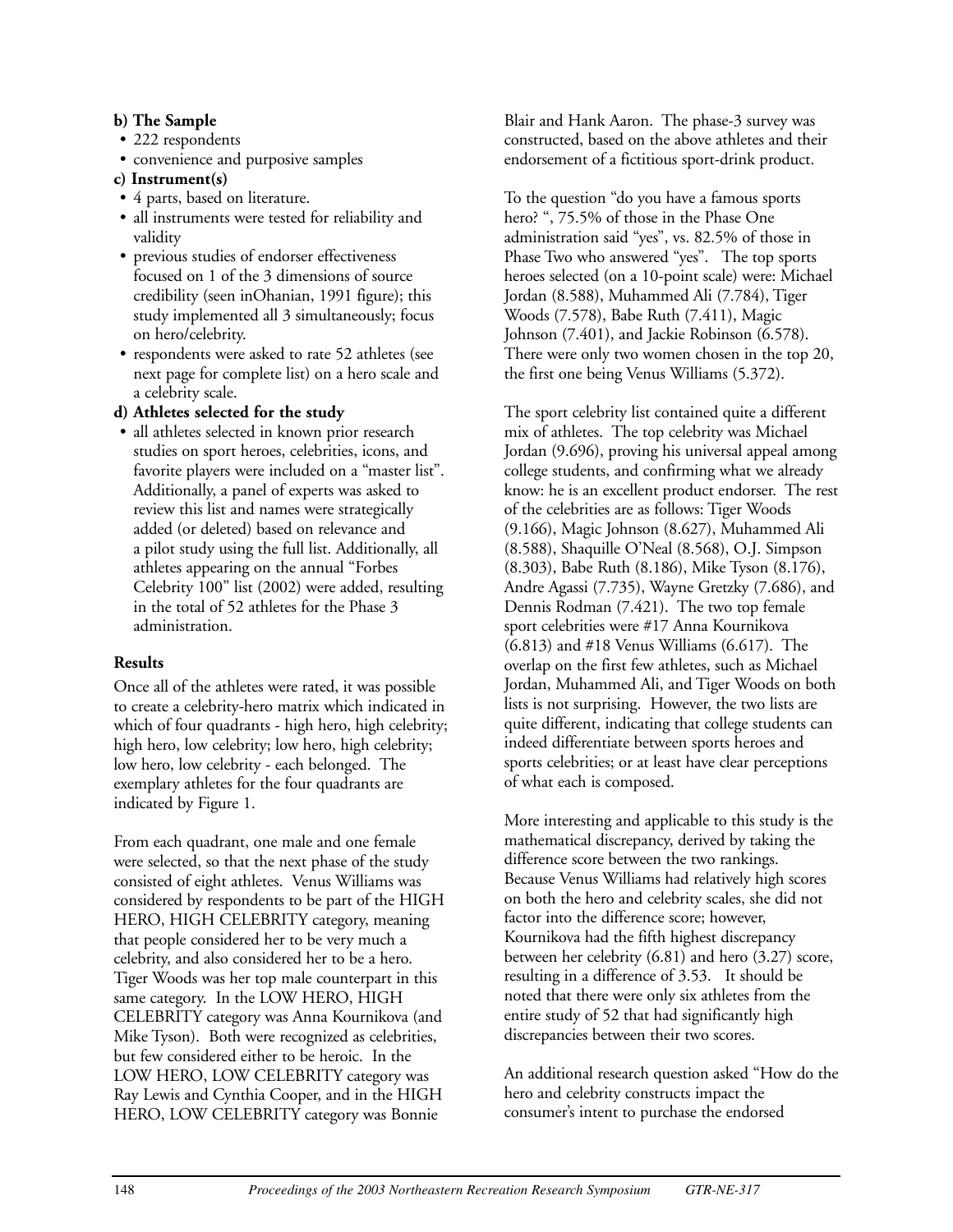**b) The Sample**

- 222 respondents
- convenience and purposive samples

**c) Instrument(s)**

- 4 parts, based on literature.
- all instruments were tested for reliability and validity
- previous studies of endorser effectiveness focused on 1 of the 3 dimensions of source credibility (seen inOhanian, 1991 figure); this study implemented all 3 simultaneously; focus on hero/celebrity.
- respondents were asked to rate 52 athletes (see next page for complete list) on a hero scale and a celebrity scale.

**d) Athletes selected for the study**

- all athletes selected in known prior research studies on sport heroes, celebrities, icons, and favorite players were included on a "master list". Additionally, a panel of experts was asked to review this list and names were strategically added (or deleted) based on relevance and a pilot study using the full list. Additionally, all athletes appearing on the annual "Forbes Celebrity 100" list (2002) were added, resulting in the total of 52 athletes for the Phase 3 administration.

**Results**

Once all of the athletes were rated, it was possible to create a celebrity-hero matrix which indicated in which of four quadrants - high hero, high celebrity; high hero, low celebrity; low hero, high celebrity; low hero, low celebrity - each belonged. The exemplary athletes for the four quadrants are indicated by Figure 1.

From each quadrant, one male and one female were selected, so that the next phase of the study consisted of eight athletes. Venus Williams was considered by respondents to be part of the HIGH HERO, HIGH CELEBRITY category, meaning that people considered her to be very much a celebrity, and also considered her to be a hero. Tiger Woods was her top male counterpart in this same category. In the LOW HERO, HIGH CELEBRITY category was Anna Kournikova (and Mike Tyson). Both were recognized as celebrities, but few considered either to be heroic. In the LOW HERO, LOW CELEBRITY category was Ray Lewis and Cynthia Cooper, and in the HIGH HERO, LOW CELEBRITY category was Bonnie Blair and Hank Aaron. The phase-3 survey was constructed, based on the above athletes and their endorsement of a fictitious sport-drink product.

To the question "do you have a famous sports hero? ", 75.5% of those in the Phase One administration said "yes", vs. 82.5% of those in Phase Two who answered "yes". The top sports heroes selected (on a 10-point scale) were: Michael Jordan (8.588), Muhammed Ali (7.784), Tiger Woods (7.578), Babe Ruth (7.411), Magic Johnson (7.401), and Jackie Robinson (6.578). There were only two women chosen in the top 20, the first one being Venus Williams (5.372).

The sport celebrity list contained quite a different mix of athletes. The top celebrity was Michael Jordan (9.696), proving his universal appeal among college students, and confirming what we already know: he is an excellent product endorser. The rest of the celebrities are as follows: Tiger Woods (9.166), Magic Johnson (8.627), Muhammed Ali (8.588), Shaquille O'Neal (8.568), O.J. Simpson (8.303), Babe Ruth (8.186), Mike Tyson (8.176), Andre Agassi (7.735), Wayne Gretzky (7.686), and Dennis Rodman (7.421). The two top female sport celebrities were #17 Anna Kournikova (6.813) and #18 Venus Williams (6.617). The overlap on the first few athletes, such as Michael Jordan, Muhammed Ali, and Tiger Woods on both lists is not surprising. However, the two lists are quite different, indicating that college students can indeed differentiate between sports heroes and sports celebrities; or at least have clear perceptions of what each is composed.

More interesting and applicable to this study is the mathematical discrepancy, derived by taking the difference score between the two rankings. Because Venus Williams had relatively high scores on both the hero and celebrity scales, she did not factor into the difference score; however, Kournikova had the fifth highest discrepancy between her celebrity (6.81) and hero (3.27) score, resulting in a difference of 3.53. It should be noted that there were only six athletes from the entire study of 52 that had significantly high discrepancies between their two scores.

An additional research question asked "How do the hero and celebrity constructs impact the consumer's intent to purchase the endorsed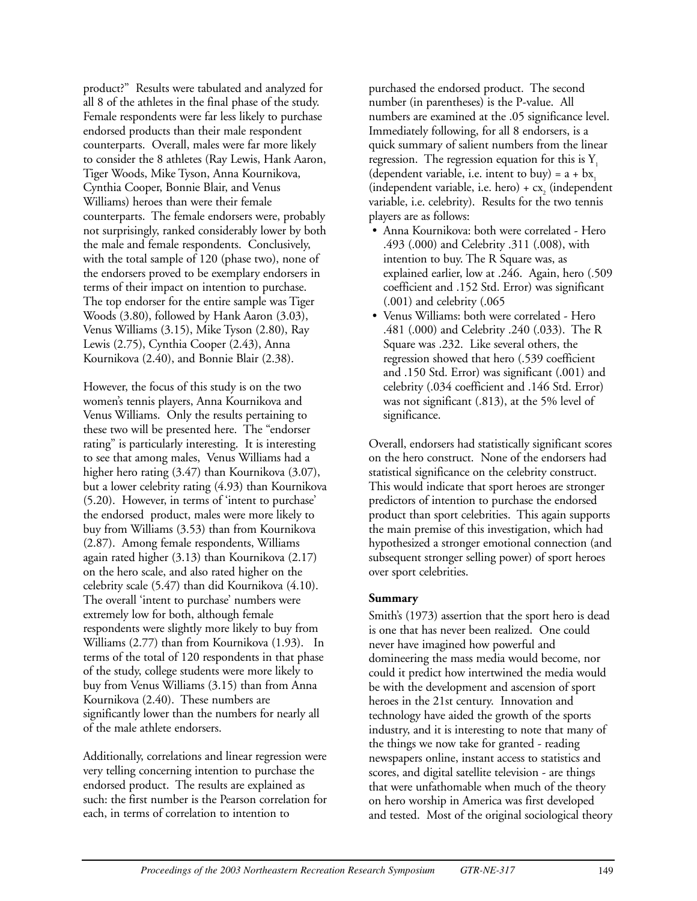product?" Results were tabulated and analyzed for all 8 of the athletes in the final phase of the study. Female respondents were far less likely to purchase endorsed products than their male respondent counterparts. Overall, males were far more likely to consider the 8 athletes (Ray Lewis, Hank Aaron, Tiger Woods, Mike Tyson, Anna Kournikova, Cynthia Cooper, Bonnie Blair, and Venus Williams) heroes than were their female counterparts. The female endorsers were, probably not surprisingly, ranked considerably lower by both the male and female respondents. Conclusively, with the total sample of 120 (phase two), none of the endorsers proved to be exemplary endorsers in terms of their impact on intention to purchase. The top endorser for the entire sample was Tiger Woods (3.80), followed by Hank Aaron (3.03), Venus Williams (3.15), Mike Tyson (2.80), Ray Lewis (2.75), Cynthia Cooper (2.43), Anna Kournikova (2.40), and Bonnie Blair (2.38).

However, the focus of this study is on the two women's tennis players, Anna Kournikova and Venus Williams. Only the results pertaining to these two will be presented here. The "endorser rating" is particularly interesting. It is interesting to see that among males, Venus Williams had a higher hero rating (3.47) than Kournikova (3.07), but a lower celebrity rating (4.93) than Kournikova (5.20). However, in terms of 'intent to purchase' the endorsed product, males were more likely to buy from Williams (3.53) than from Kournikova (2.87). Among female respondents, Williams again rated higher (3.13) than Kournikova (2.17) on the hero scale, and also rated higher on the celebrity scale (5.47) than did Kournikova (4.10). The overall 'intent to purchase' numbers were extremely low for both, although female respondents were slightly more likely to buy from Williams (2.77) than from Kournikova (1.93). In terms of the total of 120 respondents in that phase of the study, college students were more likely to buy from Venus Williams (3.15) than from Anna Kournikova (2.40). These numbers are significantly lower than the numbers for nearly all of the male athlete endorsers.

Additionally, correlations and linear regression were very telling concerning intention to purchase the endorsed product. The results are explained as such: the first number is the Pearson correlation for each, in terms of correlation to intention to purchased the endorsed product. The second number (in parentheses) is the P-value. All numbers are examined at the .05 significance level. Immediately following, for all 8 endorsers, is a quick summary of salient numbers from the linear regression. The regression equation for this is $Y_1$ (dependent variable, i.e. intent to buy) = $a + bx_1$ (independent variable, i.e. hero) + $cx_2$ (independent variable, i.e. celebrity). Results for the two tennis players are as follows:

- Anna Kournikova: both were correlated - Hero .493 (.000) and Celebrity .311 (.008), with intention to buy. The R Square was, as explained earlier, low at .246. Again, hero (.509 coefficient and .152 Std. Error) was significant (.001) and celebrity (.065
- Venus Williams: both were correlated - Hero .481 (.000) and Celebrity .240 (.033). The R Square was .232. Like several others, the regression showed that hero (.539 coefficient and .150 Std. Error) was significant (.001) and celebrity (.034 coefficient and .146 Std. Error) was not significant (.813), at the 5% level of significance.

Overall, endorsers had statistically significant scores on the hero construct. None of the endorsers had statistical significance on the celebrity construct. This would indicate that sport heroes are stronger predictors of intention to purchase the endorsed product than sport celebrities. This again supports the main premise of this investigation, which had hypothesized a stronger emotional connection (and subsequent stronger selling power) of sport heroes over sport celebrities.

**Summary**

Smith's (1973) assertion that the sport hero is dead is one that has never been realized. One could never have imagined how powerful and domineering the mass media would become, nor could it predict how intertwined the media would be with the development and ascension of sport heroes in the 21st century. Innovation and technology have aided the growth of the sports industry, and it is interesting to note that many of the things we now take for granted - reading newspapers online, instant access to statistics and scores, and digital satellite television - are things that were unfathomable when much of the theory on hero worship in America was first developed and tested. Most of the original sociological theory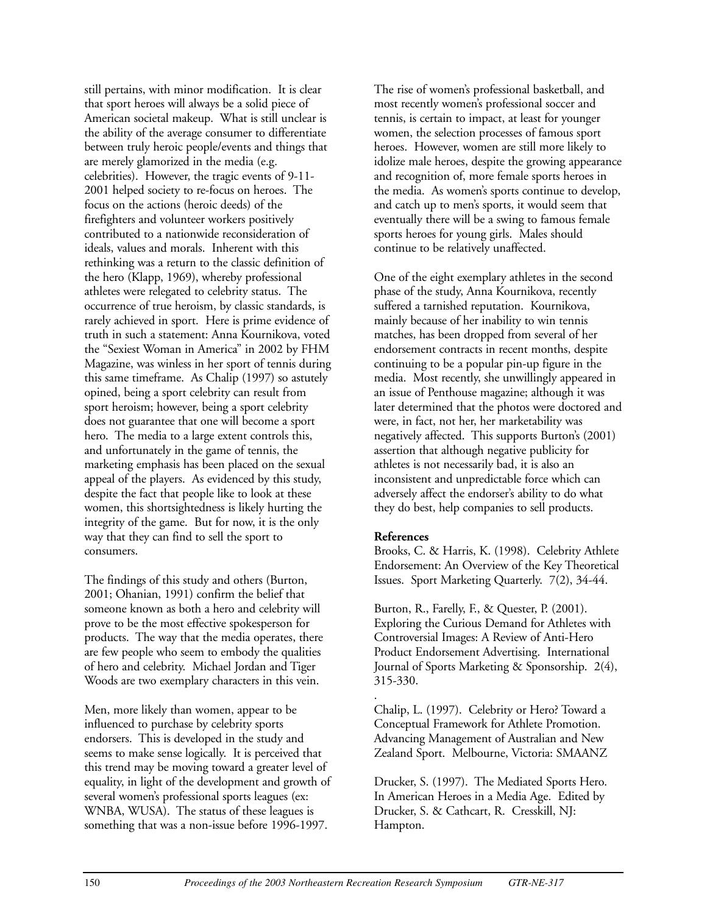still pertains, with minor modification. It is clear that sport heroes will always be a solid piece of American societal makeup. What is still unclear is the ability of the average consumer to differentiate between truly heroic people/events and things that are merely glamorized in the media (e.g. celebrities). However, the tragic events of 9-11-2001 helped society to re-focus on heroes. The focus on the actions (heroic deeds) of the firefighters and volunteer workers positively contributed to a nationwide reconsideration of ideals, values and morals. Inherent with this rethinking was a return to the classic definition of the hero (Klapp, 1969), whereby professional athletes were relegated to celebrity status. The occurrence of true heroism, by classic standards, is rarely achieved in sport. Here is prime evidence of truth in such a statement: Anna Kournikova, voted the "Sexiest Woman in America" in 2002 by FHM Magazine, was winless in her sport of tennis during this same timeframe. As Chalip (1997) so astutely opined, being a sport celebrity can result from sport heroism; however, being a sport celebrity does not guarantee that one will become a sport hero. The media to a large extent controls this, and unfortunately in the game of tennis, the marketing emphasis has been placed on the sexual appeal of the players. As evidenced by this study, despite the fact that people like to look at these women, this shortsightedness is likely hurting the integrity of the game. But for now, it is the only way that they can find to sell the sport to consumers.

The findings of this study and others (Burton, 2001; Ohanian, 1991) confirm the belief that someone known as both a hero and celebrity will prove to be the most effective spokesperson for products. The way that the media operates, there are few people who seem to embody the qualities of hero and celebrity. Michael Jordan and Tiger Woods are two exemplary characters in this vein.

Men, more likely than women, appear to be influenced to purchase by celebrity sports endorsers. This is developed in the study and seems to make sense logically. It is perceived that this trend may be moving toward a greater level of equality, in light of the development and growth of several women's professional sports leagues (ex: WNBA, WUSA). The status of these leagues is something that was a non-issue before 1996-1997.

The rise of women's professional basketball, and most recently women's professional soccer and tennis, is certain to impact, at least for younger women, the selection processes of famous sport heroes. However, women are still more likely to idolize male heroes, despite the growing appearance and recognition of, more female sports heroes in the media. As women's sports continue to develop, and catch up to men's sports, it would seem that eventually there will be a swing to famous female sports heroes for young girls. Males should continue to be relatively unaffected.

One of the eight exemplary athletes in the second phase of the study, Anna Kournikova, recently suffered a tarnished reputation. Kournikova, mainly because of her inability to win tennis matches, has been dropped from several of her endorsement contracts in recent months, despite continuing to be a popular pin-up figure in the media. Most recently, she unwillingly appeared in an issue of Penthouse magazine; although it was later determined that the photos were doctored and were, in fact, not her, her marketability was negatively affected. This supports Burton's (2001) assertion that although negative publicity for athletes is not necessarily bad, it is also an inconsistent and unpredictable force which can adversely affect the endorser's ability to do what they do best, help companies to sell products.

**References**

Brooks, C. & Harris, K. (1998). Celebrity Athlete Endorsement: An Overview of the Key Theoretical Issues. Sport Marketing Quarterly. 7(2), 34-44.

Burton, R., Farelly, F., & Quester, P. (2001). Exploring the Curious Demand for Athletes with Controversial Images: A Review of Anti-Hero Product Endorsement Advertising. International Journal of Sports Marketing & Sponsorship. 2(4), 315-330.

Chalip, L. (1997). Celebrity or Hero? Toward a Conceptual Framework for Athlete Promotion. Advancing Management of Australian and New Zealand Sport. Melbourne, Victoria: SMAANZ

Drucker, S. (1997). The Mediated Sports Hero. In American Heroes in a Media Age. Edited by Drucker, S. & Cathcart, R. Cresskill, NJ: Hampton.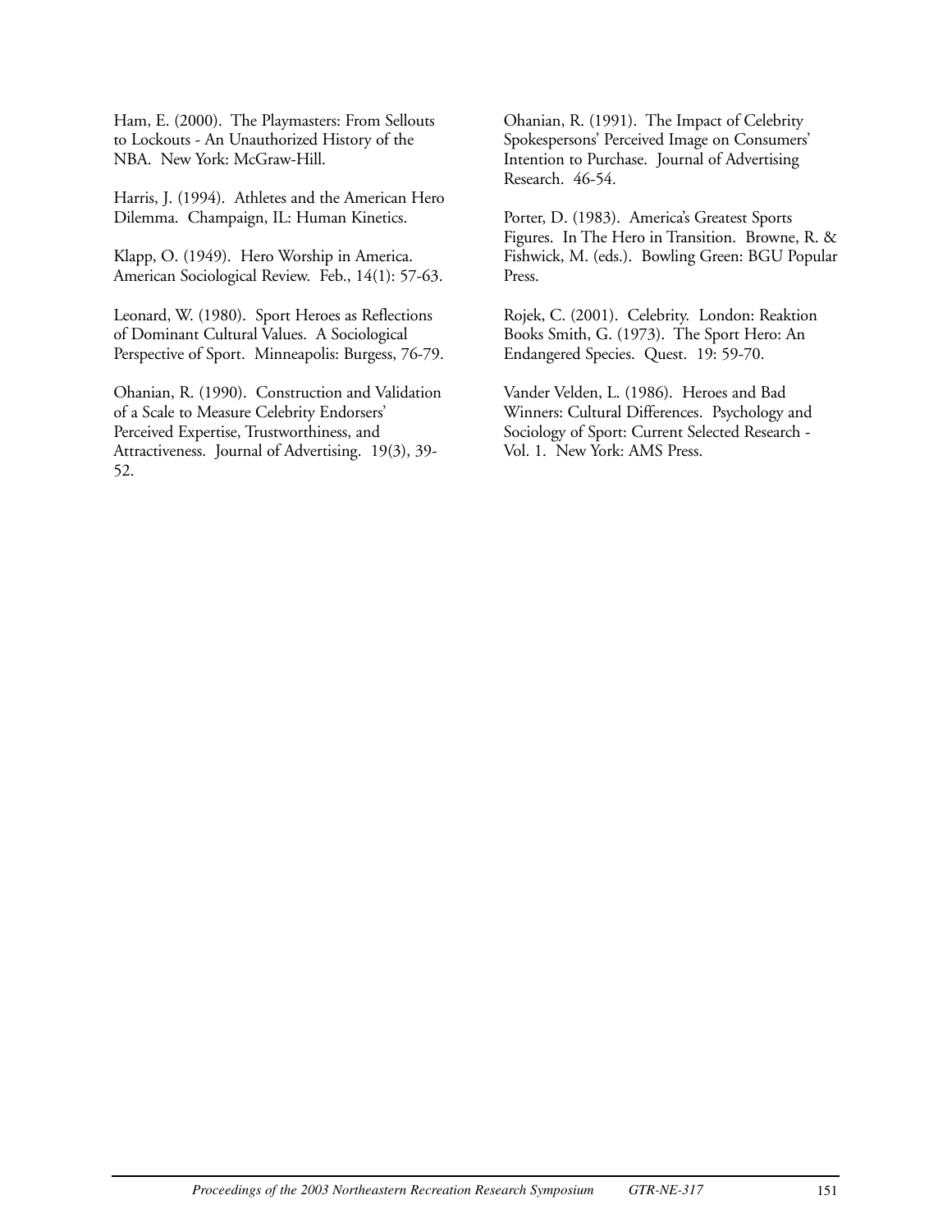Ham, E. (2000). The Playmasters: From Sellouts to Lockouts - An Unauthorized History of the NBA. New York: McGraw-Hill.

Harris, J. (1994). Athletes and the American Hero Dilemma. Champaign, IL: Human Kinetics.

Klapp, O. (1949). Hero Worship in America. American Sociological Review. Feb., 14(1): 57-63.

Leonard, W. (1980). Sport Heroes as Reflections of Dominant Cultural Values. A Sociological Perspective of Sport. Minneapolis: Burgess, 76-79.

Ohanian, R. (1990). Construction and Validation of a Scale to Measure Celebrity Endorsers' Perceived Expertise, Trustworthiness, and Attractiveness. Journal of Advertising. 19(3), 39-52.

Ohanian, R. (1991). The Impact of Celebrity Spokespersons' Perceived Image on Consumers' Intention to Purchase. Journal of Advertising Research. 46-54.

Porter, D. (1983). America's Greatest Sports Figures. In The Hero in Transition. Browne, R. & Fishwick, M. (eds.). Bowling Green: BGU Popular Press.

Rojek, C. (2001). Celebrity. London: Reaktion Books Smith, G. (1973). The Sport Hero: An Endangered Species. Quest. 19: 59-70.

Vander Velden, L. (1986). Heroes and Bad Winners: Cultural Differences. Psychology and Sociology of Sport: Current Selected Research - Vol. 1. New York: AMS Press.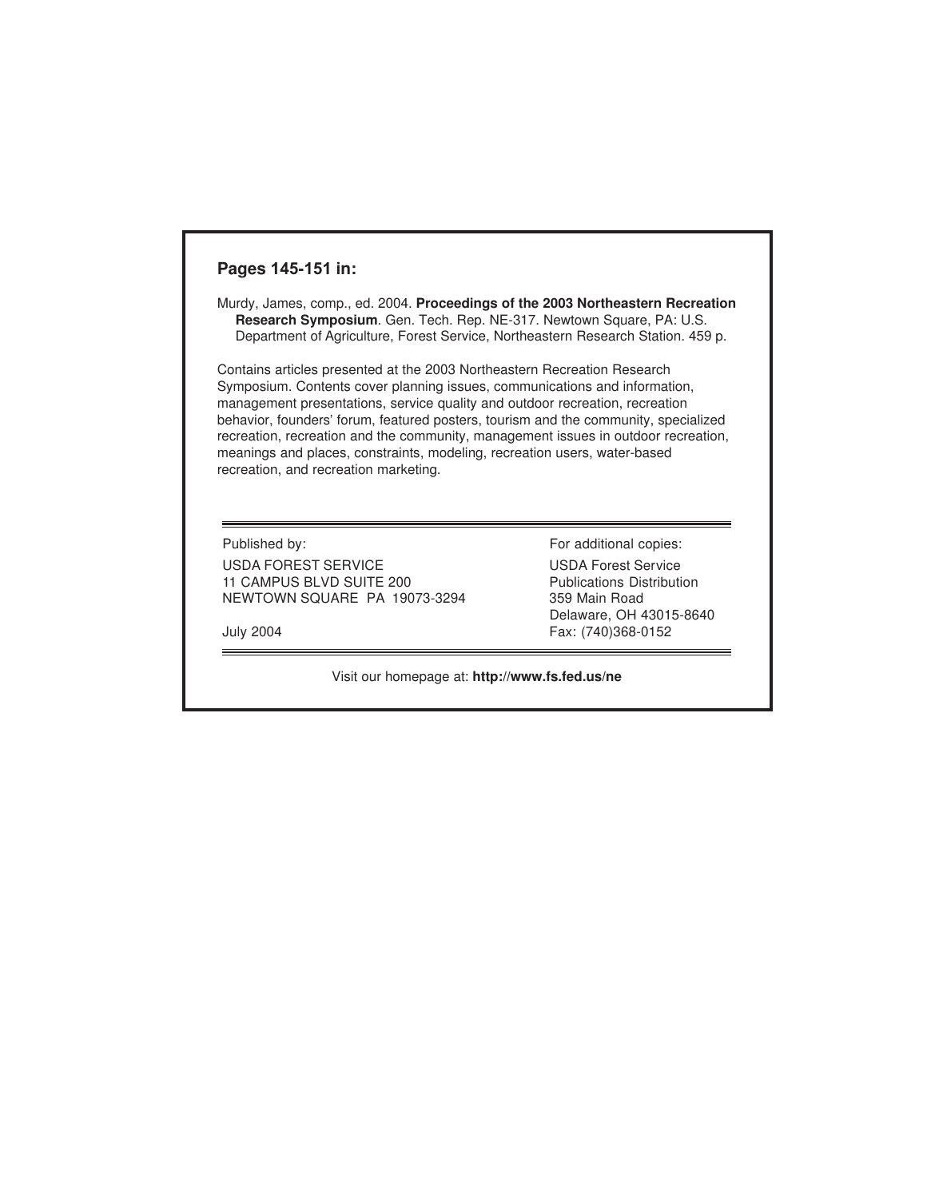**Pages 145-151 in:**

Murdy, James, comp., ed. 2004. **Proceedings of the 2003 Northeastern Recreation Research Symposium**. Gen. Tech. Rep. NE-317. Newtown Square, PA: U.S. Department of Agriculture, Forest Service, Northeastern Research Station. 459 p.

Contains articles presented at the 2003 Northeastern Recreation Research Symposium. Contents cover planning issues, communications and information, management presentations, service quality and outdoor recreation, recreation behavior, founders' forum, featured posters, tourism and the community, specialized recreation, recreation and the community, management issues in outdoor recreation, meanings and places, constraints, modeling, recreation users, water-based recreation, and recreation marketing.

---

Published by:

USDA FOREST SERVICE
11 CAMPUS BLVD SUITE 200
NEWTOWN SQUARE PA 19073-3294

July 2004

For additional copies:

USDA Forest Service
Publications Distribution
359 Main Road
Delaware, OH 43015-8640
Fax: (740)368-0152

---

Visit our homepage at: **http://www.fs.fed.us/ne**